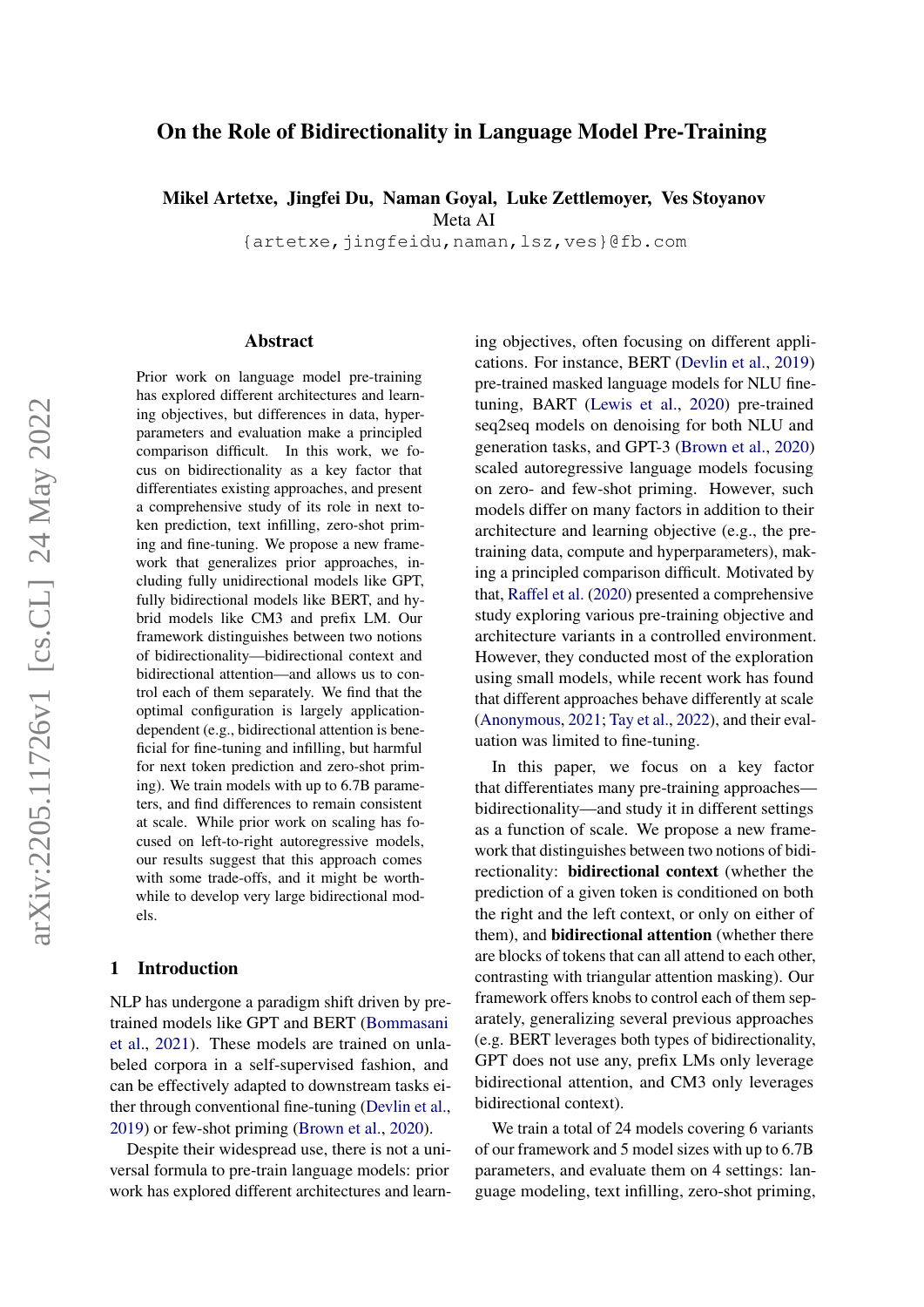# On the Role of Bidirectionality in Language Model Pre-Training

**Mikel Artetxe, Jingfei Du, Naman Goyal, Luke Zettlemoyer, Ves Stoyanov**
Meta AI
{artetxe,jingfeidu,naman,lsz,ves}@fb.com

## Abstract

Prior work on language model pre-training has explored different architectures and learning objectives, but differences in data, hyperparameters and evaluation make a principled comparison difficult. In this work, we focus on bidirectionality as a key factor that differentiates existing approaches, and present a comprehensive study of its role in next token prediction, text infilling, zero-shot priming and fine-tuning. We propose a new framework that generalizes prior approaches, including fully unidirectional models like GPT, fully bidirectional models like BERT, and hybrid models like CM3 and prefix LM. Our framework distinguishes between two notions of bidirectionality—bidirectional context and bidirectional attention—and allows us to control each of them separately. We find that the optimal configuration is largely application-dependent (e.g., bidirectional attention is beneficial for fine-tuning and infilling, but harmful for next token prediction and zero-shot priming). We train models with up to 6.7B parameters, and find differences to remain consistent at scale. While prior work on scaling has focused on left-to-right autoregressive models, our results suggest that this approach comes with some trade-offs, and it might be worthwhile to develop very large bidirectional models.

## 1 Introduction

NLP has undergone a paradigm shift driven by pre-trained models like GPT and BERT (Bommasani et al., 2021). These models are trained on unlabeled corpora in a self-supervised fashion, and can be effectively adapted to downstream tasks either through conventional fine-tuning (Devlin et al., 2019) or few-shot priming (Brown et al., 2020).

Despite their widespread use, there is not a universal formula to pre-train language models: prior work has explored different architectures and learning objectives, often focusing on different applications. For instance, BERT (Devlin et al., 2019) pre-trained masked language models for NLU fine-tuning, BART (Lewis et al., 2020) pre-trained seq2seq models on denoising for both NLU and generation tasks, and GPT-3 (Brown et al., 2020) scaled autoregressive language models focusing on zero- and few-shot priming. However, such models differ on many factors in addition to their architecture and learning objective (e.g., the pre-training data, compute and hyperparameters), making a principled comparison difficult. Motivated by that, Raffel et al. (2020) presented a comprehensive study exploring various pre-training objective and architecture variants in a controlled environment. However, they conducted most of the exploration using small models, while recent work has found that different approaches behave differently at scale (Anonymous, 2021; Tay et al., 2022), and their evaluation was limited to fine-tuning.

In this paper, we focus on a key factor that differentiates many pre-training approaches—bidirectionality—and study it in different settings as a function of scale. We propose a new framework that distinguishes between two notions of bidirectionality: **bidirectional context** (whether the prediction of a given token is conditioned on both the right and the left context, or only on either of them), and **bidirectional attention** (whether there are blocks of tokens that can all attend to each other, contrasting with triangular attention masking). Our framework offers knobs to control each of them separately, generalizing several previous approaches (e.g. BERT leverages both types of bidirectionality, GPT does not use any, prefix LMs only leverage bidirectional attention, and CM3 only leverages bidirectional context).

We train a total of 24 models covering 6 variants of our framework and 5 model sizes with up to 6.7B parameters, and evaluate them on 4 settings: language modeling, text infilling, zero-shot priming,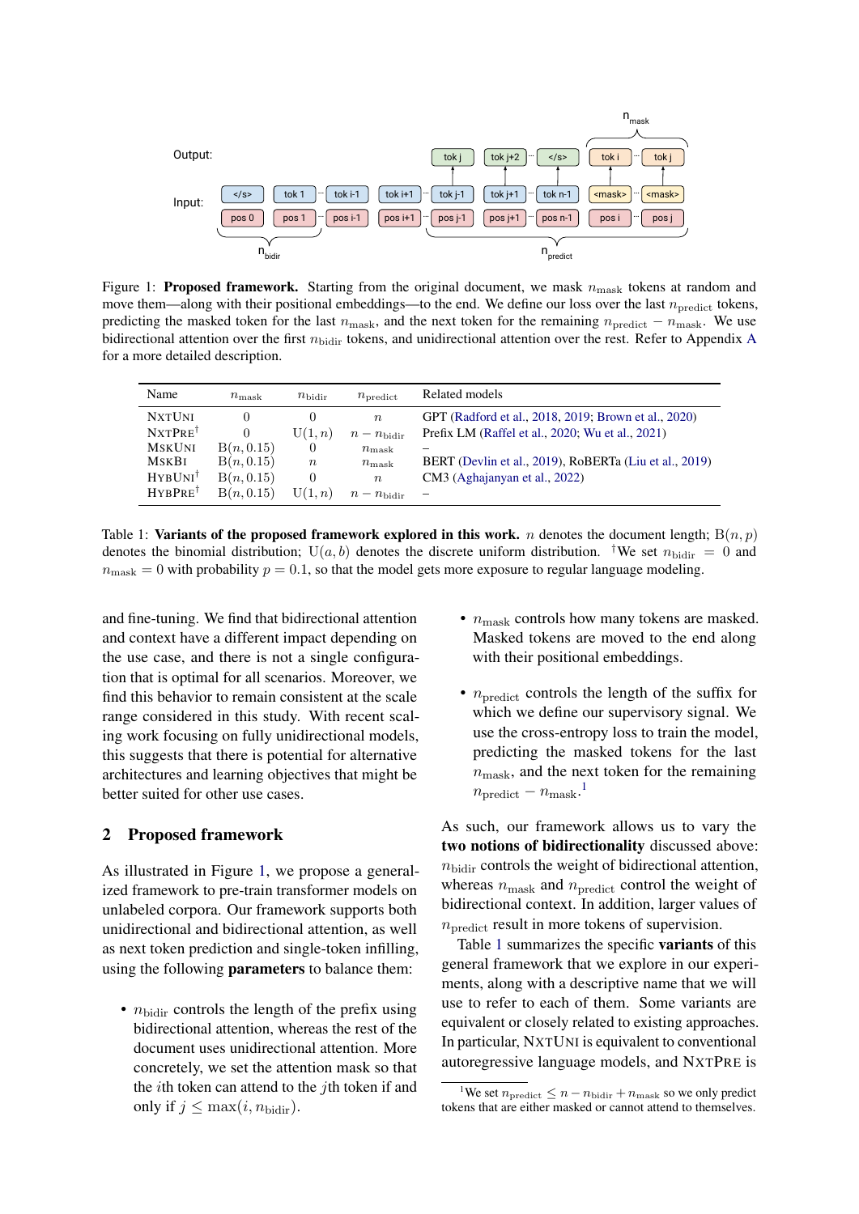Figure 1: **Proposed framework.** Starting from the original document, we mask $n_{\text{mask}}$ tokens at random and move them—along with their positional embeddings—to the end. We define our loss over the last $n_{\text{predict}}$ tokens, predicting the masked token for the last $n_{\text{mask}}$, and the next token for the remaining $n_{\text{predict}} - n_{\text{mask}}$. We use bidirectional attention over the first $n_{\text{bidir}}$ tokens, and unidirectional attention over the rest. Refer to Appendix A for a more detailed description.

| Name | $n_{\text{mask}}$ | $n_{\text{bidir}}$ | $n_{\text{predict}}$ | Related models |
|---|---|---|---|---|
| NXTUNI | 0 | 0 | $n$ | GPT (Radford et al., 2018, 2019; Brown et al., 2020) |
| NXTPRE† | 0 | $\text{U}(1, n)$ | $n - n_{\text{bidir}}$ | Prefix LM (Raffel et al., 2020; Wu et al., 2021) |
| MSKUNI | $\text{B}(n, 0.15)$ | 0 | $n_{\text{mask}}$ | – |
| MSKBI | $\text{B}(n, 0.15)$ | $n$ | $n_{\text{mask}}$ | BERT (Devlin et al., 2019), RoBERTa (Liu et al., 2019) |
| HYBUNI† | $\text{B}(n, 0.15)$ | 0 | $n$ | CM3 (Aghajanyan et al., 2022) |
| HYBPRE† | $\text{B}(n, 0.15)$ | $\text{U}(1, n)$ | $n - n_{\text{bidir}}$ | – |

Table 1: **Variants of the proposed framework explored in this work.** $n$ denotes the document length; $\text{B}(n, p)$ denotes the binomial distribution; $\text{U}(a, b)$ denotes the discrete uniform distribution. †We set $n_{\text{bidir}} = 0$ and $n_{\text{mask}} = 0$ with probability $p = 0.1$, so that the model gets more exposure to regular language modeling.

and fine-tuning. We find that bidirectional attention and context have a different impact depending on the use case, and there is not a single configuration that is optimal for all scenarios. Moreover, we find this behavior to remain consistent at the scale range considered in this study. With recent scaling work focusing on fully unidirectional models, this suggests that there is potential for alternative architectures and learning objectives that might be better suited for other use cases.

## 2 Proposed framework

As illustrated in Figure 1, we propose a generalized framework to pre-train transformer models on unlabeled corpora. Our framework supports both unidirectional and bidirectional attention, as well as next token prediction and single-token infilling, using the following **parameters** to balance them:

- $n_{\text{bidir}}$ controls the length of the prefix using bidirectional attention, whereas the rest of the document uses unidirectional attention. More concretely, we set the attention mask so that the $i$th token can attend to the $j$th token if and only if $j \leq \max(i, n_{\text{bidir}})$.
- $n_{\text{mask}}$ controls how many tokens are masked. Masked tokens are moved to the end along with their positional embeddings.
- $n_{\text{predict}}$ controls the length of the suffix for which we define our supervisory signal. We use the cross-entropy loss to train the model, predicting the masked tokens for the last $n_{\text{mask}}$, and the next token for the remaining $n_{\text{predict}} - n_{\text{mask}}$.[1]

As such, our framework allows us to vary the **two notions of bidirectionality** discussed above: $n_{\text{bidir}}$ controls the weight of bidirectional attention, whereas $n_{\text{mask}}$ and $n_{\text{predict}}$ control the weight of bidirectional context. In addition, larger values of $n_{\text{predict}}$ result in more tokens of supervision.

Table 1 summarizes the specific **variants** of this general framework that we explore in our experiments, along with a descriptive name that we will use to refer to each of them. Some variants are equivalent or closely related to existing approaches. In particular, NXTUNI is equivalent to conventional autoregressive language models, and NXTPRE is

[1] We set $n_{\text{predict}} \leq n - n_{\text{bidir}} + n_{\text{mask}}$ so we only predict tokens that are either masked or cannot attend to themselves.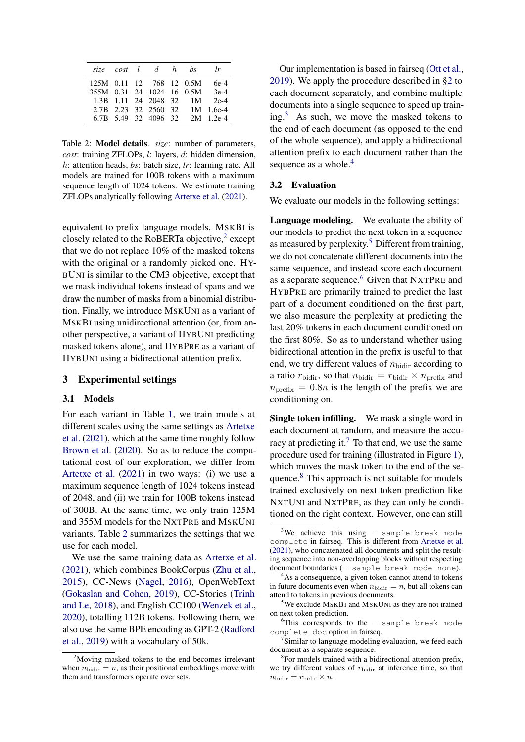| *size* | *cost* | *l* | *d* | *h* | *bs* | *lr* |
|---|---|---|---|---|---|---|
| 125M | 0.11 | 12 | 768 | 12 | 0.5M | 6e-4 |
| 355M | 0.31 | 24 | 1024 | 16 | 0.5M | 3e-4 |
| 1.3B | 1.11 | 24 | 2048 | 32 | 1M | 2e-4 |
| 2.7B | 2.23 | 32 | 2560 | 32 | 1M | 1.6e-4 |
| 6.7B | 5.49 | 32 | 4096 | 32 | 2M | 1.2e-4 |

Table 2: **Model details**. *size*: number of parameters, *cost*: training ZFLOPs, $l$: layers, $d$: hidden dimension, $h$: attention heads, *bs*: batch size, *lr*: learning rate. All models are trained for 100B tokens with a maximum sequence length of 1024 tokens. We estimate training ZFLOPs analytically following Artetxe et al. (2021).

equivalent to prefix language models. MSKBI is closely related to the RoBERTa objective,[2] except that we do not replace 10% of the masked tokens with the original or a randomly picked one. HYBUNI is similar to the CM3 objective, except that we mask individual tokens instead of spans and we draw the number of masks from a binomial distribution. Finally, we introduce MSKUNI as a variant of MSKBI using unidirectional attention (or, from another perspective, a variant of HYBUNI predicting masked tokens alone), and HYBPRE as a variant of HYBUNI using a bidirectional attention prefix.

## 3 Experimental settings

### 3.1 Models

For each variant in Table 1, we train models at different scales using the same settings as Artetxe et al. (2021), which at the same time roughly follow Brown et al. (2020). So as to reduce the computational cost of our exploration, we differ from Artetxe et al. (2021) in two ways: (i) we use a maximum sequence length of 1024 tokens instead of 2048, and (ii) we train for 100B tokens instead of 300B. At the same time, we only train 125M and 355M models for the NXTPRE and MSKUNI variants. Table 2 summarizes the settings that we use for each model.

We use the same training data as Artetxe et al. (2021), which combines BookCorpus (Zhu et al., 2015), CC-News (Nagel, 2016), OpenWebText (Gokaslan and Cohen, 2019), CC-Stories (Trinh and Le, 2018), and English CC100 (Wenzek et al., 2020), totalling 112B tokens. Following them, we also use the same BPE encoding as GPT-2 (Radford et al., 2019) with a vocabulary of 50k.

Our implementation is based in fairseq (Ott et al., 2019). We apply the procedure described in §2 to each document separately, and combine multiple documents into a single sequence to speed up training.[3] As such, we move the masked tokens to the end of each document (as opposed to the end of the whole sequence), and apply a bidirectional attention prefix to each document rather than the sequence as a whole.[4]

### 3.2 Evaluation

We evaluate our models in the following settings:

**Language modeling.** We evaluate the ability of our models to predict the next token in a sequence as measured by perplexity.[5] Different from training, we do not concatenate different documents into the same sequence, and instead score each document as a separate sequence.[6] Given that NXTPRE and HYBPRE are primarily trained to predict the last part of a document conditioned on the first part, we also measure the perplexity at predicting the last 20% tokens in each document conditioned on the first 80%. So as to understand whether using bidirectional attention in the prefix is useful to that end, we try different values of $n_{\text{bidir}}$ according to a ratio $r_{\text{bidir}}$, so that $n_{\text{bidir}} = r_{\text{bidir}} \times n_{\text{prefix}}$ and $n_{\text{prefix}} = 0.8n$ is the length of the prefix we are conditioning on.

**Single token infilling.** We mask a single word in each document at random, and measure the accuracy at predicting it.[7] To that end, we use the same procedure used for training (illustrated in Figure 1), which moves the mask token to the end of the sequence.[8] This approach is not suitable for models trained exclusively on next token prediction like NXTUNI and NXTPRE, as they can only be conditioned on the right context. However, one can still

[2] Moving masked tokens to the end becomes irrelevant when $n_{\text{bidir}} = n$, as their positional embeddings move with them and transformers operate over sets.

[3] We achieve this using `--sample-break-mode complete` in fairseq. This is different from Artetxe et al. (2021), who concatenated all documents and split the resulting sequence into non-overlapping blocks without respecting document boundaries (`--sample-break-mode none`).

[4] As a consequence, a given token cannot attend to tokens in future documents even when $n_{\text{bidir}} = n$, but all tokens can attend to tokens in previous documents.

[5] We exclude MSKBI and MSKUNI as they are not trained on next token prediction.

[6] This corresponds to the `--sample-break-mode complete_doc` option in fairseq.

[7] Similar to language modeling evaluation, we feed each document as a separate sequence.

[8] For models trained with a bidirectional attention prefix, we try different values of $r_{\text{bidir}}$ at inference time, so that $n_{\text{bidir}} = r_{\text{bidir}} \times n$.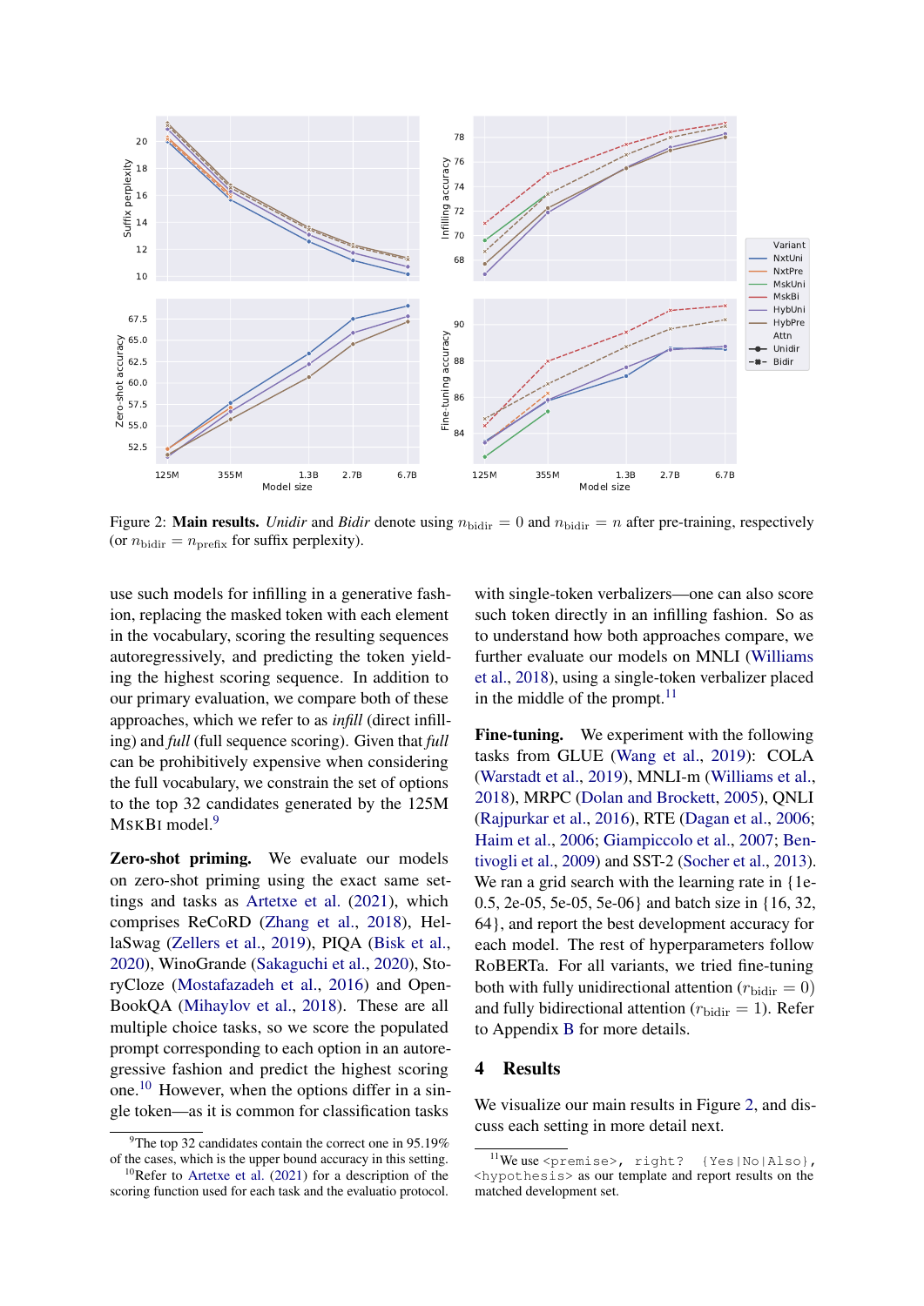Figure 2: **Main results.** *Unidir* and *Bidir* denote using $n_{\text{bidir}} = 0$ and $n_{\text{bidir}} = n$ after pre-training, respectively (or $n_{\text{bidir}} = n_{\text{prefix}}$ for suffix perplexity).

use such models for infilling in a generative fashion, replacing the masked token with each element in the vocabulary, scoring the resulting sequences autoregressively, and predicting the token yielding the highest scoring sequence. In addition to our primary evaluation, we compare both of these approaches, which we refer to as *infill* (direct infilling) and *full* (full sequence scoring). Given that *full* can be prohibitively expensive when considering the full vocabulary, we constrain the set of options to the top 32 candidates generated by the 125M MskBi model.[9]

**Zero-shot priming.** We evaluate our models on zero-shot priming using the exact same settings and tasks as Artetxe et al. (2021), which comprises ReCoRD (Zhang et al., 2018), HellaSwag (Zellers et al., 2019), PIQA (Bisk et al., 2020), WinoGrande (Sakaguchi et al., 2020), StoryCloze (Mostafazadeh et al., 2016) and OpenBookQA (Mihaylov et al., 2018). These are all multiple choice tasks, so we score the populated prompt corresponding to each option in an autoregressive fashion and predict the highest scoring one.[10] However, when the options differ in a single token—as it is common for classification tasks with single-token verbalizers—one can also score such token directly in an infilling fashion. So as to understand how both approaches compare, we further evaluate our models on MNLI (Williams et al., 2018), using a single-token verbalizer placed in the middle of the prompt.[11]

**Fine-tuning.** We experiment with the following tasks from GLUE (Wang et al., 2019): COLA (Warstadt et al., 2019), MNLI-m (Williams et al., 2018), MRPC (Dolan and Brockett, 2005), QNLI (Rajpurkar et al., 2016), RTE (Dagan et al., 2006; Haim et al., 2006; Giampiccolo et al., 2007; Bentivogli et al., 2009) and SST-2 (Socher et al., 2013). We ran a grid search with the learning rate in {1e-0.5, 2e-05, 5e-05, 5e-06} and batch size in {16, 32, 64}, and report the best development accuracy for each model. The rest of hyperparameters follow RoBERTa. For all variants, we tried fine-tuning both with fully unidirectional attention ($r_{\text{bidir}} = 0$) and fully bidirectional attention ($r_{\text{bidir}} = 1$). Refer to Appendix B for more details.

## 4 Results

We visualize our main results in Figure 2, and discuss each setting in more detail next.

[9] The top 32 candidates contain the correct one in 95.19% of the cases, which is the upper bound accuracy in this setting.

[10] Refer to Artetxe et al. (2021) for a description of the scoring function used for each task and the evaluatio protocol.

[11] We use `<premise>, right? {Yes|No|Also}, <hypothesis>` as our template and report results on the matched development set.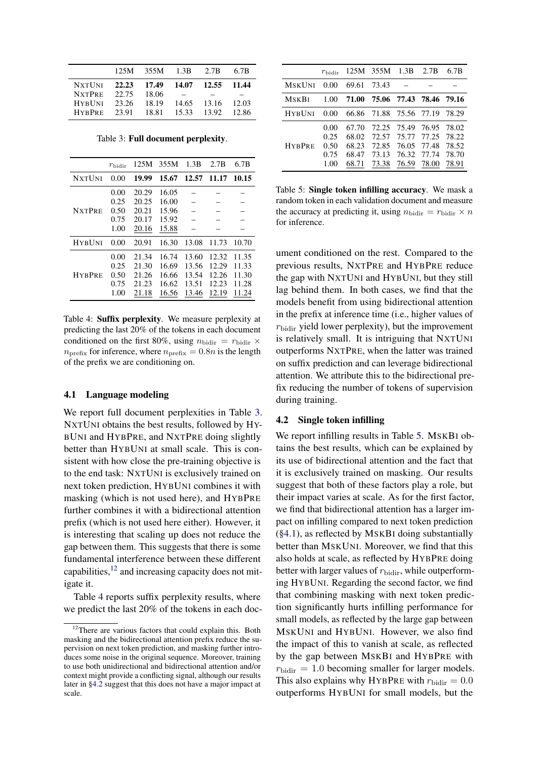| | 125M | 355M | 1.3B | 2.7B | 6.7B |
|---|---|---|---|---|---|
| NxtUni | **22.23** | **17.49** | **14.07** | **12.55** | **11.44** |
| NxtPre | 22.75 | 18.06 | – | – | – |
| HybUni | 23.26 | 18.19 | 14.65 | 13.16 | 12.03 |
| HybPre | 23.91 | 18.81 | 15.33 | 13.92 | 12.86 |

Table 3: **Full document perplexity**.

| | $r_{\text{bidir}}$ | 125M | 355M | 1.3B | 2.7B | 6.7B |
|---|---|---|---|---|---|---|
| NxtUni | 0.00 | **19.99** | **15.67** | **12.57** | **11.17** | **10.15** |
| NxtPre | 0.00 | 20.29 | 16.05 | – | – | – |
| | 0.25 | 20.25 | 16.00 | – | – | – |
| | 0.50 | 20.21 | 15.96 | – | – | – |
| | 0.75 | 20.17 | 15.92 | – | – | – |
| | 1.00 | 20.16 | 15.88 | – | – | – |
| HybUni | 0.00 | 20.91 | 16.30 | 13.08 | 11.73 | 10.70 |
| HybPre | 0.00 | 21.34 | 16.74 | 13.60 | 12.32 | 11.35 |
| | 0.25 | 21.30 | 16.69 | 13.56 | 12.29 | 11.33 |
| | 0.50 | 21.26 | 16.66 | 13.54 | 12.26 | 11.30 |
| | 0.75 | 21.23 | 16.62 | 13.51 | 12.23 | 11.28 |
| | 1.00 | 21.18 | 16.56 | 13.46 | 12.19 | 11.24 |

Table 4: **Suffix perplexity**. We measure perplexity at predicting the last 20% of the tokens in each document conditioned on the first 80%, using $n_{\text{bidir}} = r_{\text{bidir}} \times n_{\text{prefix}}$ for inference, where $n_{\text{prefix}} = 0.8n$ is the length of the prefix we are conditioning on.

### 4.1 Language modeling

We report full document perplexities in Table 3. NxtUni obtains the best results, followed by HybUni and HybPre, and NxtPre doing slightly better than HybUni at small scale. This is consistent with how close the pre-training objective is to the end task: NxtUni is exclusively trained on next token prediction, HybUni combines it with masking (which is not used here), and HybPre further combines it with a bidirectional attention prefix (which is not used here either). However, it is interesting that scaling up does not reduce the gap between them. This suggests that there is some fundamental interference between these different capabilities,[12] and increasing capacity does not mitigate it.

Table 4 reports suffix perplexity results, where we predict the last 20% of the tokens in each document conditioned on the rest. Compared to the previous results, NxtPre and HybPre reduce the gap with NxtUni and HybUni, but they still lag behind them. In both cases, we find that the models benefit from using bidirectional attention in the prefix at inference time (i.e., higher values of $r_{\text{bidir}}$ yield lower perplexity), but the improvement is relatively small. It is intriguing that NxtUni outperforms NxtPre, when the latter was trained on suffix prediction and can leverage bidirectional attention. We attribute this to the bidirectional prefix reducing the number of tokens of supervision during training.

[12] There are various factors that could explain this. Both masking and the bidirectional attention prefix reduce the supervision on next token prediction, and masking further introduces some noise in the original sequence. Moreover, training to use both unidirectional and bidirectional attention and/or context might provide a conflicting signal, although our results later in §4.2 suggest that this does not have a major impact at scale.

| | $r_{\text{bidir}}$ | 125M | 355M | 1.3B | 2.7B | 6.7B |
|---|---|---|---|---|---|---|
| MskUni | 0.00 | 69.61 | 73.43 | – | – | – |
| MskBi | 1.00 | **71.00** | **75.06** | **77.43** | **78.46** | **79.16** |
| HybUni | 0.00 | 66.86 | 71.88 | 75.56 | 77.19 | 78.29 |
| HybPre | 0.00 | 67.70 | 72.25 | 75.49 | 76.95 | 78.02 |
| | 0.25 | 68.02 | 72.57 | 75.77 | 77.25 | 78.22 |
| | 0.50 | 68.23 | 72.85 | 76.05 | 77.48 | 78.52 |
| | 0.75 | 68.47 | 73.13 | 76.32 | 77.74 | 78.70 |
| | 1.00 | 68.71 | 73.38 | 76.59 | 78.00 | 78.91 |

Table 5: **Single token infilling accuracy**. We mask a random token in each validation document and measure the accuracy at predicting it, using $n_{\text{bidir}} = r_{\text{bidir}} \times n$ for inference.

### 4.2 Single token infilling

We report infilling results in Table 5. MskBi obtains the best results, which can be explained by its use of bidirectional attention and the fact that it is exclusively trained on masking. Our results suggest that both of these factors play a role, but their impact varies at scale. As for the first factor, we find that bidirectional attention has a larger impact on infilling compared to next token prediction (§4.1), as reflected by MskBi doing substantially better than MskUni. Moreover, we find that this also holds at scale, as reflected by HybPre doing better with larger values of $r_{\text{bidir}}$, while outperforming HybUni. Regarding the second factor, we find that combining masking with next token prediction significantly hurts infilling performance for small models, as reflected by the large gap between MskUni and HybUni. However, we also find the impact of this to vanish at scale, as reflected by the gap between MskBi and HybPre with $r_{\text{bidir}} = 1.0$ becoming smaller for larger models. This also explains why HybPre with $r_{\text{bidir}} = 0.0$ outperforms HybUni for small models, but the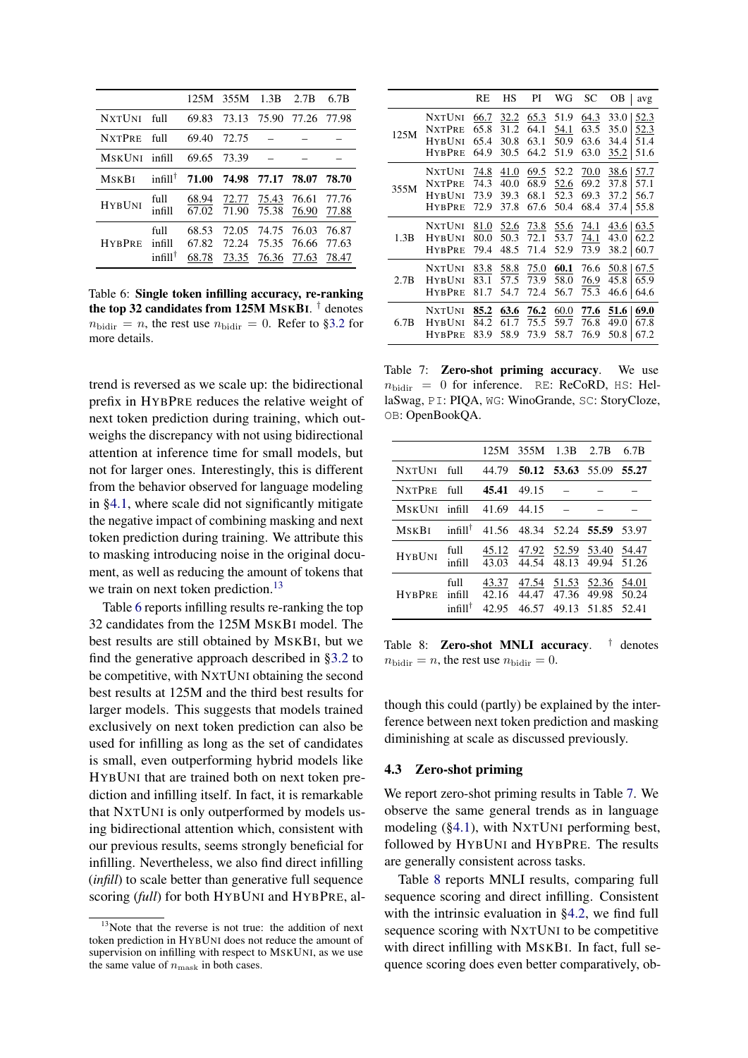| | | 125M | 355M | 1.3B | 2.7B | 6.7B |
|---|---|---|---|---|---|---|
| NXTUNI | full | 69.83 | 73.13 | 75.90 | 77.26 | 77.98 |
| NXTPRE | full | 69.40 | 72.75 | – | – | – |
| MSKUNI | infill | 69.65 | 73.39 | – | – | – |
| MSKBI | infill† | **71.00** | **74.98** | **77.17** | **78.07** | **78.70** |
| HYBUNI | full | 68.94 | 72.77 | 75.43 | 76.61 | 77.76 |
| | infill | 67.02 | 71.90 | 75.38 | 76.90 | 77.88 |
| HYBPRE | full | 68.53 | 72.05 | 74.75 | 76.03 | 76.87 |
| | infill | 67.82 | 72.24 | 75.35 | 76.66 | 77.63 |
| | infill† | 68.78 | 73.35 | 76.36 | 77.63 | 78.47 |

Table 6: **Single token infilling accuracy, re-ranking the top 32 candidates from 125M MSKBI.** † denotes $n_{\text{bidir}} = n$, the rest use $n_{\text{bidir}} = 0$. Refer to §3.2 for more details.

trend is reversed as we scale up: the bidirectional prefix in HYBPRE reduces the relative weight of next token prediction during training, which outweighs the discrepancy with not using bidirectional attention at inference time for small models, but not for larger ones. Interestingly, this is different from the behavior observed for language modeling in §4.1, where scale did not significantly mitigate the negative impact of combining masking and next token prediction during training. We attribute this to masking introducing noise in the original document, as well as reducing the amount of tokens that we train on next token prediction.[13]

Table 6 reports infilling results re-ranking the top 32 candidates from the 125M MSKBI model. The best results are still obtained by MSKBI, but we find the generative approach described in §3.2 to be competitive, with NXTUNI obtaining the second best results at 125M and the third best results for larger models. This suggests that models trained exclusively on next token prediction can also be used for infilling as long as the set of candidates is small, even outperforming hybrid models like HYBUNI that are trained both on next token prediction and infilling itself. In fact, it is remarkable that NXTUNI is only outperformed by models using bidirectional attention which, consistent with our previous results, seems strongly beneficial for infilling. Nevertheless, we also find direct infilling (*infill*) to scale better than generative full sequence scoring (*full*) for both HYBUNI and HYBPRE, although this could (partly) be explained by the interference between next token prediction and masking diminishing at scale as discussed previously.

[13] Note that the reverse is not true: the addition of next token prediction in HYBUNI does not reduce the amount of supervision on infilling with respect to MSKUNI, as we use the same value of $n_{\text{mask}}$ in both cases.

| | | RE | HS | PI | WG | SC | OB | avg |
|---|---|---|---|---|---|---|---|---|
| 125M | NXTUNI | 66.7 | 32.2 | 65.3 | 51.9 | 64.3 | 33.0 | 52.3 |
| | NXTPRE | 65.8 | 31.2 | 64.1 | 54.1 | 63.5 | 35.0 | 52.3 |
| | HYBUNI | 65.4 | 30.8 | 63.1 | 50.9 | 63.6 | 34.4 | 51.4 |
| | HYBPRE | 64.9 | 30.5 | 64.2 | 51.9 | 63.0 | 35.2 | 51.6 |
| 355M | NXTUNI | 74.8 | 41.0 | 69.5 | 52.2 | 70.0 | 38.6 | 57.7 |
| | NXTPRE | 74.3 | 40.0 | 68.9 | 52.6 | 69.2 | 37.8 | 57.1 |
| | HYBUNI | 73.9 | 39.3 | 68.1 | 52.3 | 69.3 | 37.2 | 56.7 |
| | HYBPRE | 72.9 | 37.8 | 67.6 | 50.4 | 68.4 | 37.4 | 55.8 |
| 1.3B | NXTUNI | 81.0 | 52.6 | 73.8 | 55.6 | 74.1 | 43.6 | 63.5 |
| | HYBUNI | 80.0 | 50.3 | 72.1 | 53.7 | 74.1 | 43.0 | 62.2 |
| | HYBPRE | 79.4 | 48.5 | 71.4 | 52.9 | 73.9 | 38.2 | 60.7 |
| 2.7B | NXTUNI | 83.8 | 58.8 | 75.0 | **60.1** | 76.6 | 50.8 | 67.5 |
| | HYBUNI | 83.1 | 57.5 | 73.9 | 58.0 | 76.9 | 45.8 | 65.9 |
| | HYBPRE | 81.7 | 54.7 | 72.4 | 56.7 | 75.3 | 46.6 | 64.6 |
| 6.7B | NXTUNI | **85.2** | **63.6** | **76.2** | 60.0 | **77.6** | **51.6** | **69.0** |
| | HYBUNI | 84.2 | 61.7 | 75.5 | 59.7 | 76.8 | 49.0 | 67.8 |
| | HYBPRE | 83.9 | 58.9 | 73.9 | 58.7 | 76.9 | 50.8 | 67.2 |

Table 7: **Zero-shot priming accuracy**. We use $n_{\text{bidir}} = 0$ for inference. RE: ReCoRD, HS: HellaSwag, PI: PIQA, WG: WinoGrande, SC: StoryCloze, OB: OpenBookQA.

| | | 125M | 355M | 1.3B | 2.7B | 6.7B |
|---|---|---|---|---|---|---|
| NXTUNI | full | 44.79 | **50.12** | **53.63** | 55.09 | **55.27** |
| NXTPRE | full | **45.41** | 49.15 | – | – | – |
| MSKUNI | infill | 41.69 | 44.15 | – | – | – |
| MSKBI | infill† | 41.56 | 48.34 | 52.24 | **55.59** | 53.97 |
| HYBUNI | full | 45.12 | 47.92 | 52.59 | 53.40 | 54.47 |
| | infill | 43.03 | 44.54 | 48.13 | 49.94 | 51.26 |
| HYBPRE | full | 43.37 | 47.54 | 51.53 | 52.36 | 54.01 |
| | infill | 42.16 | 44.47 | 47.36 | 49.98 | 50.24 |
| | infill† | 42.95 | 46.57 | 49.13 | 51.85 | 52.41 |

Table 8: **Zero-shot MNLI accuracy**. † denotes $n_{\text{bidir}} = n$, the rest use $n_{\text{bidir}} = 0$.

### 4.3 Zero-shot priming

We report zero-shot priming results in Table 7. We observe the same general trends as in language modeling (§4.1), with NXTUNI performing best, followed by HYBUNI and HYBPRE. The results are generally consistent across tasks.

Table 8 reports MNLI results, comparing full sequence scoring and direct infilling. Consistent with the intrinsic evaluation in §4.2, we find full sequence scoring with NXTUNI to be competitive with direct infilling with MSKBI. In fact, full sequence scoring does even better comparatively, ob-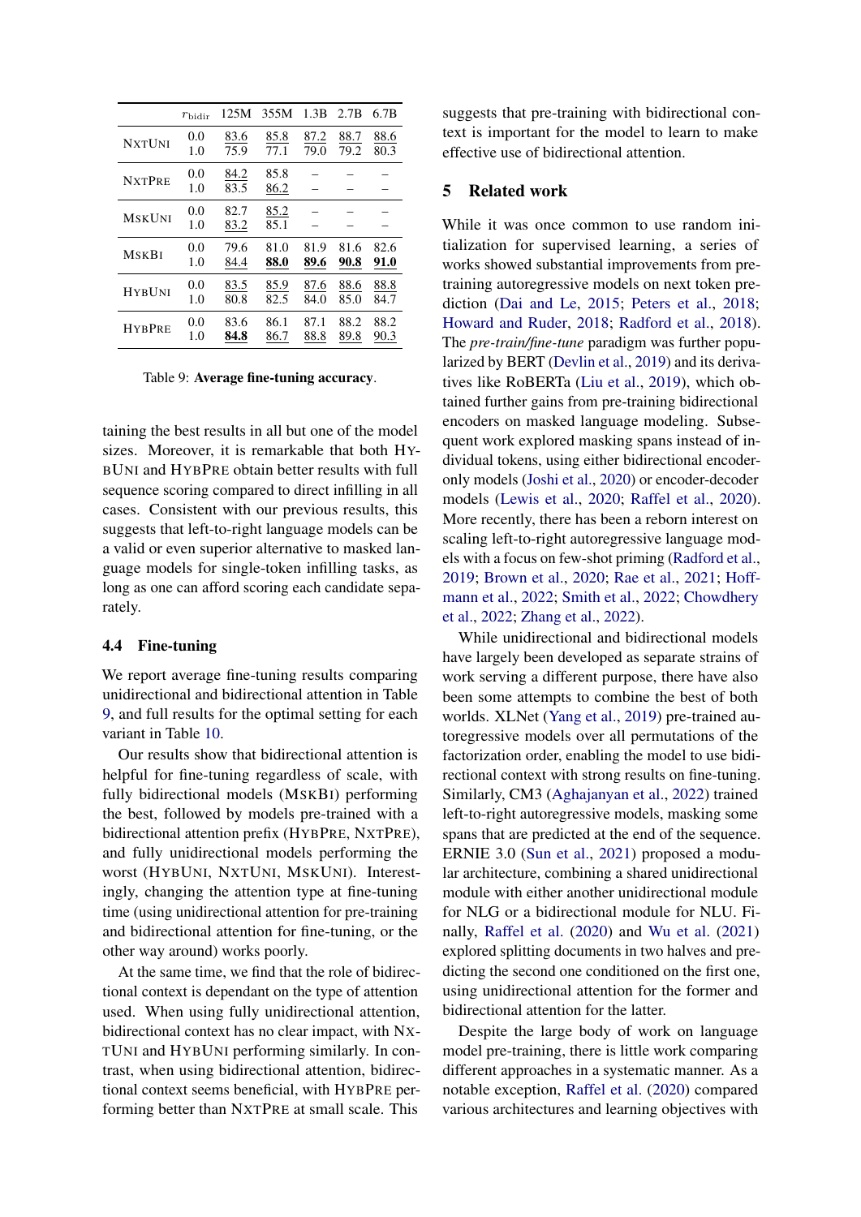| | $r_{\text{bidir}}$ | 125M | 355M | 1.3B | 2.7B | 6.7B |
|---|---|---|---|---|---|---|
| NxtUni | 0.0 | 83.6 | 85.8 | 87.2 | 88.7 | 88.6 |
| | 1.0 | 75.9 | 77.1 | 79.0 | 79.2 | 80.3 |
| NxtPre | 0.0 | 84.2 | 85.8 | – | – | – |
| | 1.0 | 83.5 | 86.2 | – | – | – |
| MskUni | 0.0 | 82.7 | 85.2 | – | – | – |
| | 1.0 | 83.2 | 85.1 | – | – | – |
| MskBi | 0.0 | 79.6 | 81.0 | 81.9 | 81.6 | 82.6 |
| | 1.0 | 84.4 | **88.0** | **89.6** | **90.8** | **91.0** |
| HybUni | 0.0 | 83.5 | 85.9 | 87.6 | 88.6 | 88.8 |
| | 1.0 | 80.8 | 82.5 | 84.0 | 85.0 | 84.7 |
| HybPre | 0.0 | 83.6 | 86.1 | 87.1 | 88.2 | 88.2 |
| | 1.0 | **84.8** | 86.7 | 88.8 | 89.8 | 90.3 |

Table 9: **Average fine-tuning accuracy**.

taining the best results in all but one of the model sizes. Moreover, it is remarkable that both HybUni and HybPre obtain better results with full sequence scoring compared to direct infilling in all cases. Consistent with our previous results, this suggests that left-to-right language models can be a valid or even superior alternative to masked language models for single-token infilling tasks, as long as one can afford scoring each candidate separately.

### 4.4 Fine-tuning

We report average fine-tuning results comparing unidirectional and bidirectional attention in Table 9, and full results for the optimal setting for each variant in Table 10.

Our results show that bidirectional attention is helpful for fine-tuning regardless of scale, with fully bidirectional models (MskBi) performing the best, followed by models pre-trained with a bidirectional attention prefix (HybPre, NxtPre), and fully unidirectional models performing the worst (HybUni, NxtUni, MskUni). Interestingly, changing the attention type at fine-tuning time (using unidirectional attention for pre-training and bidirectional attention for fine-tuning, or the other way around) works poorly.

At the same time, we find that the role of bidirectional context is dependant on the type of attention used. When using fully unidirectional attention, bidirectional context has no clear impact, with NxtUni and HybUni performing similarly. In contrast, when using bidirectional attention, bidirectional context seems beneficial, with HybPre performing better than NxtPre at small scale. This suggests that pre-training with bidirectional context is important for the model to learn to make effective use of bidirectional attention.

## 5 Related work

While it was once common to use random initialization for supervised learning, a series of works showed substantial improvements from pre-training autoregressive models on next token prediction (Dai and Le, 2015; Peters et al., 2018; Howard and Ruder, 2018; Radford et al., 2018). The *pre-train/fine-tune* paradigm was further popularized by BERT (Devlin et al., 2019) and its derivatives like RoBERTa (Liu et al., 2019), which obtained further gains from pre-training bidirectional encoders on masked language modeling. Subsequent work explored masking spans instead of individual tokens, using either bidirectional encoder-only models (Joshi et al., 2020) or encoder-decoder models (Lewis et al., 2020; Raffel et al., 2020). More recently, there has been a reborn interest on scaling left-to-right autoregressive language models with a focus on few-shot priming (Radford et al., 2019; Brown et al., 2020; Rae et al., 2021; Hoffmann et al., 2022; Smith et al., 2022; Chowdhery et al., 2022; Zhang et al., 2022).

While unidirectional and bidirectional models have largely been developed as separate strains of work serving a different purpose, there have also been some attempts to combine the best of both worlds. XLNet (Yang et al., 2019) pre-trained autoregressive models over all permutations of the factorization order, enabling the model to use bidirectional context with strong results on fine-tuning. Similarly, CM3 (Aghajanyan et al., 2022) trained left-to-right autoregressive models, masking some spans that are predicted at the end of the sequence. ERNIE 3.0 (Sun et al., 2021) proposed a modular architecture, combining a shared unidirectional module with either another unidirectional module for NLG or a bidirectional module for NLU. Finally, Raffel et al. (2020) and Wu et al. (2021) explored splitting documents in two halves and predicting the second one conditioned on the first one, using unidirectional attention for the former and bidirectional attention for the latter.

Despite the large body of work on language model pre-training, there is little work comparing different approaches in a systematic manner. As a notable exception, Raffel et al. (2020) compared various architectures and learning objectives with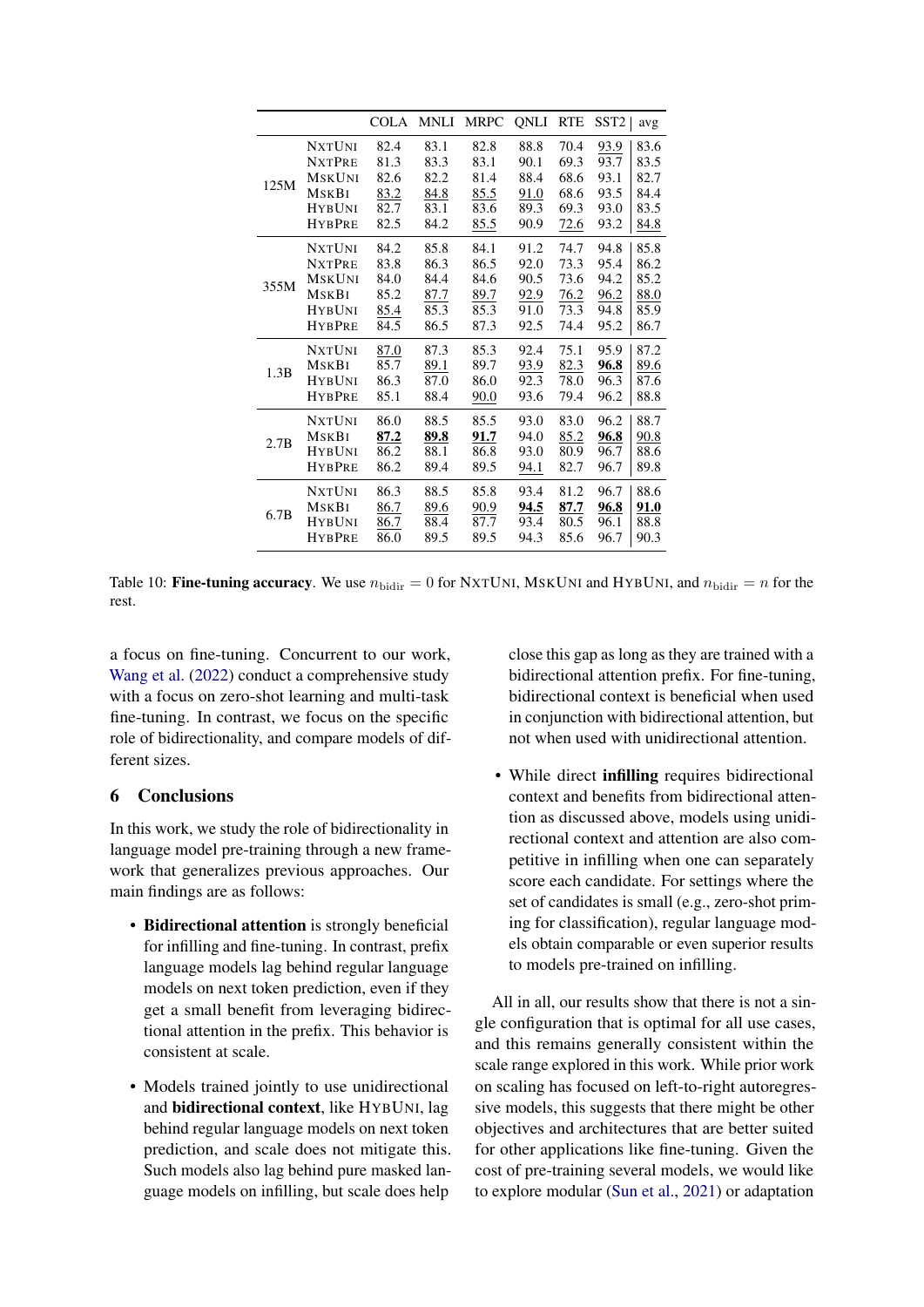| | | COLA | MNLI | MRPC | QNLI | RTE | SST2 | avg |
|---|---|---|---|---|---|---|---|---|
| 125M | NxtUni | 82.4 | 83.1 | 82.8 | 88.8 | 70.4 | <u>93.9</u> | 83.6 |
| | NxtPre | 81.3 | 83.3 | 83.1 | 90.1 | 69.3 | 93.7 | 83.5 |
| | MskUni | 82.6 | 82.2 | 81.4 | 88.4 | 68.6 | 93.1 | 82.7 |
| | MskBi | <u>83.2</u> | <u>84.8</u> | <u>85.5</u> | <u>91.0</u> | 68.6 | 93.5 | 84.4 |
| | HybUni | 82.7 | 83.1 | 83.6 | 89.3 | 69.3 | 93.0 | 83.5 |
| | HybPre | 82.5 | 84.2 | <u>85.5</u> | 90.9 | <u>72.6</u> | 93.2 | <u>84.8</u> |
| 355M | NxtUni | 84.2 | 85.8 | 84.1 | 91.2 | 74.7 | 94.8 | 85.8 |
| | NxtPre | 83.8 | 86.3 | 86.5 | 92.0 | 73.3 | 95.4 | 86.2 |
| | MskUni | 84.0 | 84.4 | 84.6 | 90.5 | 73.6 | 94.2 | 85.2 |
| | MskBi | 85.2 | <u>87.7</u> | <u>89.7</u> | <u>92.9</u> | <u>76.2</u> | <u>96.2</u> | <u>88.0</u> |
| | HybUni | <u>85.4</u> | 85.3 | 85.3 | 91.0 | 73.3 | 94.8 | 85.9 |
| | HybPre | 84.5 | 86.5 | 87.3 | 92.5 | 74.4 | 95.2 | 86.7 |
| 1.3B | NxtUni | <u>87.0</u> | 87.3 | 85.3 | 92.4 | 75.1 | 95.9 | 87.2 |
| | MskBi | 85.7 | <u>89.1</u> | 89.7 | <u>93.9</u> | <u>82.3</u> | **<u>96.8</u>** | <u>89.6</u> |
| | HybUni | 86.3 | 87.0 | 86.0 | 92.3 | 78.0 | 96.3 | 87.6 |
| | HybPre | 85.1 | 88.4 | <u>90.0</u> | 93.6 | 79.4 | 96.2 | 88.8 |
| 2.7B | NxtUni | 86.0 | 88.5 | 85.5 | 93.0 | 83.0 | 96.2 | 88.7 |
| | MskBi | **<u>87.2</u>** | **<u>89.8</u>** | **<u>91.7</u>** | 94.0 | <u>85.2</u> | **<u>96.8</u>** | <u>90.8</u> |
| | HybUni | 86.2 | 88.1 | 86.8 | 93.0 | 80.9 | 96.7 | 88.6 |
| | HybPre | 86.2 | 89.4 | 89.5 | <u>94.1</u> | 82.7 | 96.7 | 89.8 |
| 6.7B | NxtUni | 86.3 | 88.5 | 85.8 | 93.4 | 81.2 | 96.7 | 88.6 |
| | MskBi | <u>86.7</u> | <u>89.6</u> | <u>90.9</u> | **<u>94.5</u>** | **<u>87.7</u>** | **<u>96.8</u>** | **<u>91.0</u>** |
| | HybUni | <u>86.7</u> | 88.4 | 87.7 | 93.4 | 80.5 | 96.1 | 88.8 |
| | HybPre | 86.0 | 89.5 | 89.5 | 94.3 | 85.6 | 96.7 | 90.3 |

Table 10: **Fine-tuning accuracy**. We use $n_{\text{bidir}} = 0$ for NxtUni, MskUni and HybUni, and $n_{\text{bidir}} = n$ for the rest.

a focus on fine-tuning. Concurrent to our work, Wang et al. (2022) conduct a comprehensive study with a focus on zero-shot learning and multi-task fine-tuning. In contrast, we focus on the specific role of bidirectionality, and compare models of different sizes.

## 6 Conclusions

In this work, we study the role of bidirectionality in language model pre-training through a new framework that generalizes previous approaches. Our main findings are as follows:

- **Bidirectional attention** is strongly beneficial for infilling and fine-tuning. In contrast, prefix language models lag behind regular language models on next token prediction, even if they get a small benefit from leveraging bidirectional attention in the prefix. This behavior is consistent at scale.
- Models trained jointly to use unidirectional and **bidirectional context**, like HybUni, lag behind regular language models on next token prediction, and scale does not mitigate this. Such models also lag behind pure masked language models on infilling, but scale does help close this gap as long as they are trained with a bidirectional attention prefix. For fine-tuning, bidirectional context is beneficial when used in conjunction with bidirectional attention, but not when used with unidirectional attention.
- While direct **infilling** requires bidirectional context and benefits from bidirectional attention as discussed above, models using unidirectional context and attention are also competitive in infilling when one can separately score each candidate. For settings where the set of candidates is small (e.g., zero-shot priming for classification), regular language models obtain comparable or even superior results to models pre-trained on infilling.

All in all, our results show that there is not a single configuration that is optimal for all use cases, and this remains generally consistent within the scale range explored in this work. While prior work on scaling has focused on left-to-right autoregressive models, this suggests that there might be other objectives and architectures that are better suited for other applications like fine-tuning. Given the cost of pre-training several models, we would like to explore modular (Sun et al., 2021) or adaptation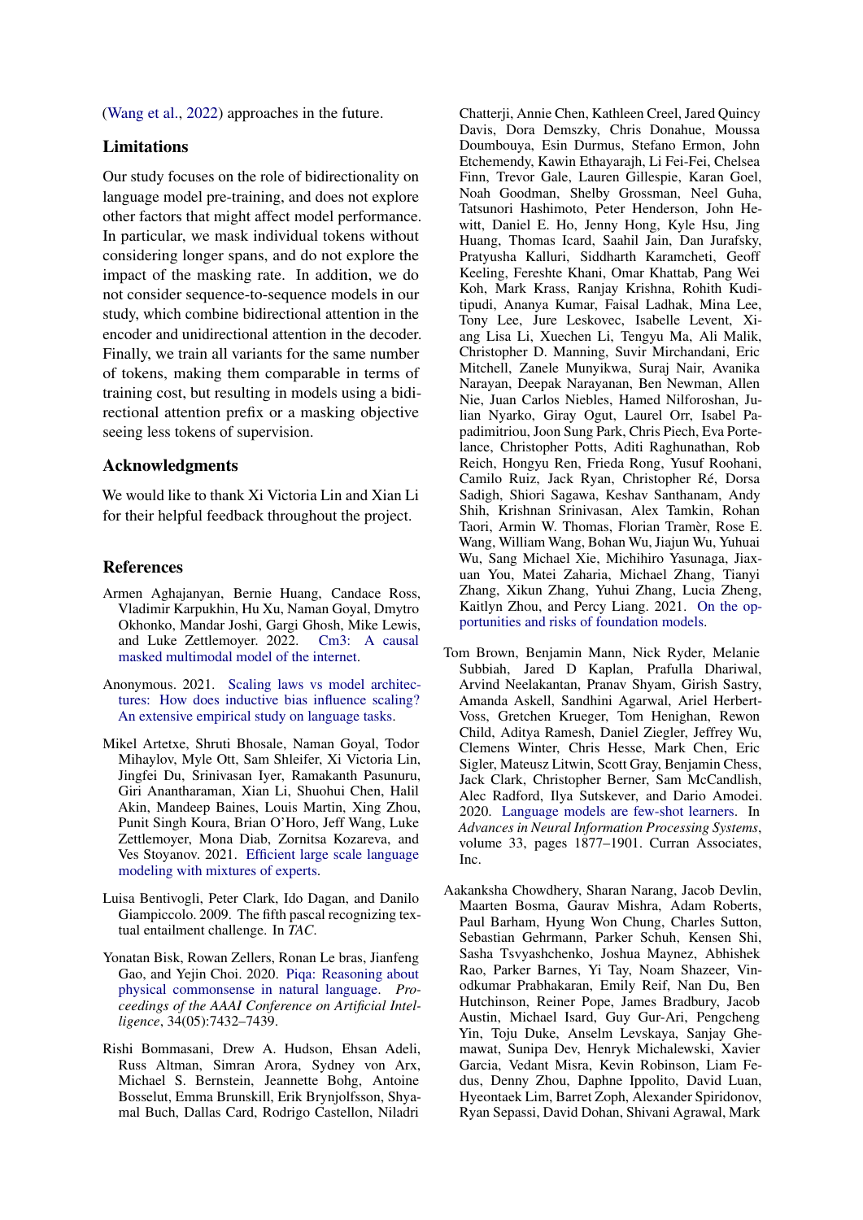(Wang et al., 2022) approaches in the future.

## Limitations

Our study focuses on the role of bidirectionality on language model pre-training, and does not explore other factors that might affect model performance. In particular, we mask individual tokens without considering longer spans, and do not explore the impact of the masking rate. In addition, we do not consider sequence-to-sequence models in our study, which combine bidirectional attention in the encoder and unidirectional attention in the decoder. Finally, we train all variants for the same number of tokens, making them comparable in terms of training cost, but resulting in models using a bidirectional attention prefix or a masking objective seeing less tokens of supervision.

## Acknowledgments

We would like to thank Xi Victoria Lin and Xian Li for their helpful feedback throughout the project.

## References

Armen Aghajanyan, Bernie Huang, Candace Ross, Vladimir Karpukhin, Hu Xu, Naman Goyal, Dmytro Okhonko, Mandar Joshi, Gargi Ghosh, Mike Lewis, and Luke Zettlemoyer. 2022. Cm3: A causal masked multimodal model of the internet.

Anonymous. 2021. Scaling laws vs model architectures: How does inductive bias influence scaling? An extensive empirical study on language tasks.

Mikel Artetxe, Shruti Bhosale, Naman Goyal, Todor Mihaylov, Myle Ott, Sam Shleifer, Xi Victoria Lin, Jingfei Du, Srinivasan Iyer, Ramakanth Pasunuru, Giri Anantharaman, Xian Li, Shuohui Chen, Halil Akin, Mandeep Baines, Louis Martin, Xing Zhou, Punit Singh Koura, Brian O'Horo, Jeff Wang, Luke Zettlemoyer, Mona Diab, Zornitsa Kozareva, and Ves Stoyanov. 2021. Efficient large scale language modeling with mixtures of experts.

Luisa Bentivogli, Peter Clark, Ido Dagan, and Danilo Giampiccolo. 2009. The fifth pascal recognizing textual entailment challenge. In *TAC*.

Yonatan Bisk, Rowan Zellers, Ronan Le bras, Jianfeng Gao, and Yejin Choi. 2020. Piqa: Reasoning about physical commonsense in natural language. *Proceedings of the AAAI Conference on Artificial Intelligence*, 34(05):7432–7439.

Rishi Bommasani, Drew A. Hudson, Ehsan Adeli, Russ Altman, Simran Arora, Sydney von Arx, Michael S. Bernstein, Jeannette Bohg, Antoine Bosselut, Emma Brunskill, Erik Brynjolfsson, Shyamal Buch, Dallas Card, Rodrigo Castellon, Niladri Chatterji, Annie Chen, Kathleen Creel, Jared Quincy Davis, Dora Demszky, Chris Donahue, Moussa Doumbouya, Esin Durmus, Stefano Ermon, John Etchemendy, Kawin Ethayarajh, Li Fei-Fei, Chelsea Finn, Trevor Gale, Lauren Gillespie, Karan Goel, Noah Goodman, Shelby Grossman, Neel Guha, Tatsunori Hashimoto, Peter Henderson, John Hewitt, Daniel E. Ho, Jenny Hong, Kyle Hsu, Jing Huang, Thomas Icard, Saahil Jain, Dan Jurafsky, Pratyusha Kalluri, Siddharth Karamcheti, Geoff Keeling, Fereshte Khani, Omar Khattab, Pang Wei Koh, Mark Krass, Ranjay Krishna, Rohith Kuditipudi, Ananya Kumar, Faisal Ladhak, Mina Lee, Tony Lee, Jure Leskovec, Isabelle Levent, Xiang Lisa Li, Xuechen Li, Tengyu Ma, Ali Malik, Christopher D. Manning, Suvir Mirchandani, Eric Mitchell, Zanele Munyikwa, Suraj Nair, Avanika Narayan, Deepak Narayanan, Ben Newman, Allen Nie, Juan Carlos Niebles, Hamed Nilforoshan, Julian Nyarko, Giray Ogut, Laurel Orr, Isabel Papadimitriou, Joon Sung Park, Chris Piech, Eva Portelance, Christopher Potts, Aditi Raghunathan, Rob Reich, Hongyu Ren, Frieda Rong, Yusuf Roohani, Camilo Ruiz, Jack Ryan, Christopher Ré, Dorsa Sadigh, Shiori Sagawa, Keshav Santhanam, Andy Shih, Krishnan Srinivasan, Alex Tamkin, Rohan Taori, Armin W. Thomas, Florian Tramèr, Rose E. Wang, William Wang, Bohan Wu, Jiajun Wu, Yuhuai Wu, Sang Michael Xie, Michihiro Yasunaga, Jiaxuan You, Matei Zaharia, Michael Zhang, Tianyi Zhang, Xikun Zhang, Yuhui Zhang, Lucia Zheng, Kaitlyn Zhou, and Percy Liang. 2021. On the opportunities and risks of foundation models.

Tom Brown, Benjamin Mann, Nick Ryder, Melanie Subbiah, Jared D Kaplan, Prafulla Dhariwal, Arvind Neelakantan, Pranav Shyam, Girish Sastry, Amanda Askell, Sandhini Agarwal, Ariel Herbert-Voss, Gretchen Krueger, Tom Henighan, Rewon Child, Aditya Ramesh, Daniel Ziegler, Jeffrey Wu, Clemens Winter, Chris Hesse, Mark Chen, Eric Sigler, Mateusz Litwin, Scott Gray, Benjamin Chess, Jack Clark, Christopher Berner, Sam McCandlish, Alec Radford, Ilya Sutskever, and Dario Amodei. 2020. Language models are few-shot learners. In *Advances in Neural Information Processing Systems*, volume 33, pages 1877–1901. Curran Associates, Inc.

Aakanksha Chowdhery, Sharan Narang, Jacob Devlin, Maarten Bosma, Gaurav Mishra, Adam Roberts, Paul Barham, Hyung Won Chung, Charles Sutton, Sebastian Gehrmann, Parker Schuh, Kensen Shi, Sasha Tsvyashchenko, Joshua Maynez, Abhishek Rao, Parker Barnes, Yi Tay, Noam Shazeer, Vinodkumar Prabhakaran, Emily Reif, Nan Du, Ben Hutchinson, Reiner Pope, James Bradbury, Jacob Austin, Michael Isard, Guy Gur-Ari, Pengcheng Yin, Toju Duke, Anselm Levskaya, Sanjay Ghemawat, Sunipa Dev, Henryk Michalewski, Xavier Garcia, Vedant Misra, Kevin Robinson, Liam Fedus, Denny Zhou, Daphne Ippolito, David Luan, Hyeontaek Lim, Barret Zoph, Alexander Spiridonov, Ryan Sepassi, David Dohan, Shivani Agrawal, Mark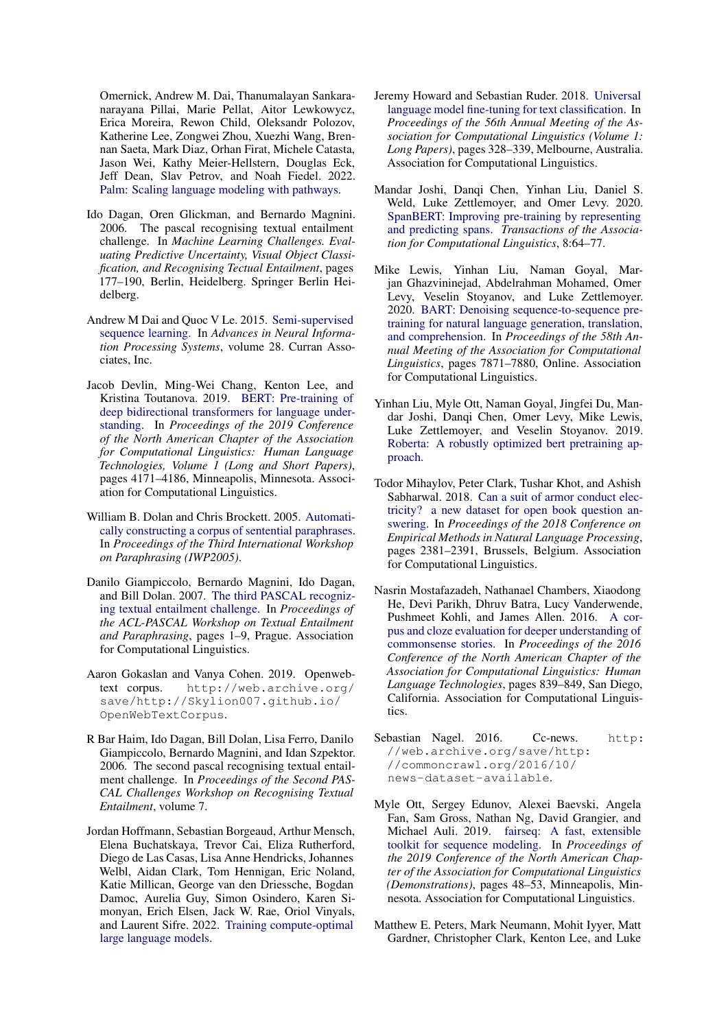Omernick, Andrew M. Dai, Thanumalayan Sankaranarayana Pillai, Marie Pellat, Aitor Lewkowycz, Erica Moreira, Rewon Child, Oleksandr Polozov, Katherine Lee, Zongwei Zhou, Xuezhi Wang, Brennan Saeta, Mark Diaz, Orhan Firat, Michele Catasta, Jason Wei, Kathy Meier-Hellstern, Douglas Eck, Jeff Dean, Slav Petrov, and Noah Fiedel. 2022. Palm: Scaling language modeling with pathways.

Ido Dagan, Oren Glickman, and Bernardo Magnini. 2006. The pascal recognising textual entailment challenge. In *Machine Learning Challenges. Evaluating Predictive Uncertainty, Visual Object Classification, and Recognising Tectual Entailment*, pages 177–190, Berlin, Heidelberg. Springer Berlin Heidelberg.

Andrew M Dai and Quoc V Le. 2015. Semi-supervised sequence learning. In *Advances in Neural Information Processing Systems*, volume 28. Curran Associates, Inc.

Jacob Devlin, Ming-Wei Chang, Kenton Lee, and Kristina Toutanova. 2019. BERT: Pre-training of deep bidirectional transformers for language understanding. In *Proceedings of the 2019 Conference of the North American Chapter of the Association for Computational Linguistics: Human Language Technologies, Volume 1 (Long and Short Papers)*, pages 4171–4186, Minneapolis, Minnesota. Association for Computational Linguistics.

William B. Dolan and Chris Brockett. 2005. Automatically constructing a corpus of sentential paraphrases. In *Proceedings of the Third International Workshop on Paraphrasing (IWP2005)*.

Danilo Giampiccolo, Bernardo Magnini, Ido Dagan, and Bill Dolan. 2007. The third PASCAL recognizing textual entailment challenge. In *Proceedings of the ACL-PASCAL Workshop on Textual Entailment and Paraphrasing*, pages 1–9, Prague. Association for Computational Linguistics.

Aaron Gokaslan and Vanya Cohen. 2019. Openwebtext corpus. `http://web.archive.org/save/http://Skylion007.github.io/OpenWebTextCorpus`.

R Bar Haim, Ido Dagan, Bill Dolan, Lisa Ferro, Danilo Giampiccolo, Bernardo Magnini, and Idan Szpektor. 2006. The second pascal recognising textual entailment challenge. In *Proceedings of the Second PASCAL Challenges Workshop on Recognising Textual Entailment*, volume 7.

Jordan Hoffmann, Sebastian Borgeaud, Arthur Mensch, Elena Buchatskaya, Trevor Cai, Eliza Rutherford, Diego de Las Casas, Lisa Anne Hendricks, Johannes Welbl, Aidan Clark, Tom Hennigan, Eric Noland, Katie Millican, George van den Driessche, Bogdan Damoc, Aurelia Guy, Simon Osindero, Karen Simonyan, Erich Elsen, Jack W. Rae, Oriol Vinyals, and Laurent Sifre. 2022. Training compute-optimal large language models.

Jeremy Howard and Sebastian Ruder. 2018. Universal language model fine-tuning for text classification. In *Proceedings of the 56th Annual Meeting of the Association for Computational Linguistics (Volume 1: Long Papers)*, pages 328–339, Melbourne, Australia. Association for Computational Linguistics.

Mandar Joshi, Danqi Chen, Yinhan Liu, Daniel S. Weld, Luke Zettlemoyer, and Omer Levy. 2020. SpanBERT: Improving pre-training by representing and predicting spans. *Transactions of the Association for Computational Linguistics*, 8:64–77.

Mike Lewis, Yinhan Liu, Naman Goyal, Marjan Ghazvininejad, Abdelrahman Mohamed, Omer Levy, Veselin Stoyanov, and Luke Zettlemoyer. 2020. BART: Denoising sequence-to-sequence pre-training for natural language generation, translation, and comprehension. In *Proceedings of the 58th Annual Meeting of the Association for Computational Linguistics*, pages 7871–7880, Online. Association for Computational Linguistics.

Yinhan Liu, Myle Ott, Naman Goyal, Jingfei Du, Mandar Joshi, Danqi Chen, Omer Levy, Mike Lewis, Luke Zettlemoyer, and Veselin Stoyanov. 2019. Roberta: A robustly optimized bert pretraining approach.

Todor Mihaylov, Peter Clark, Tushar Khot, and Ashish Sabharwal. 2018. Can a suit of armor conduct electricity? a new dataset for open book question answering. In *Proceedings of the 2018 Conference on Empirical Methods in Natural Language Processing*, pages 2381–2391, Brussels, Belgium. Association for Computational Linguistics.

Nasrin Mostafazadeh, Nathanael Chambers, Xiaodong He, Devi Parikh, Dhruv Batra, Lucy Vanderwende, Pushmeet Kohli, and James Allen. 2016. A corpus and cloze evaluation for deeper understanding of commonsense stories. In *Proceedings of the 2016 Conference of the North American Chapter of the Association for Computational Linguistics: Human Language Technologies*, pages 839–849, San Diego, California. Association for Computational Linguistics.

Sebastian Nagel. 2016. Cc-news. `http://web.archive.org/save/http://commoncrawl.org/2016/10/news-dataset-available`.

Myle Ott, Sergey Edunov, Alexei Baevski, Angela Fan, Sam Gross, Nathan Ng, David Grangier, and Michael Auli. 2019. fairseq: A fast, extensible toolkit for sequence modeling. In *Proceedings of the 2019 Conference of the North American Chapter of the Association for Computational Linguistics (Demonstrations)*, pages 48–53, Minneapolis, Minnesota. Association for Computational Linguistics.

Matthew E. Peters, Mark Neumann, Mohit Iyyer, Matt Gardner, Christopher Clark, Kenton Lee, and Luke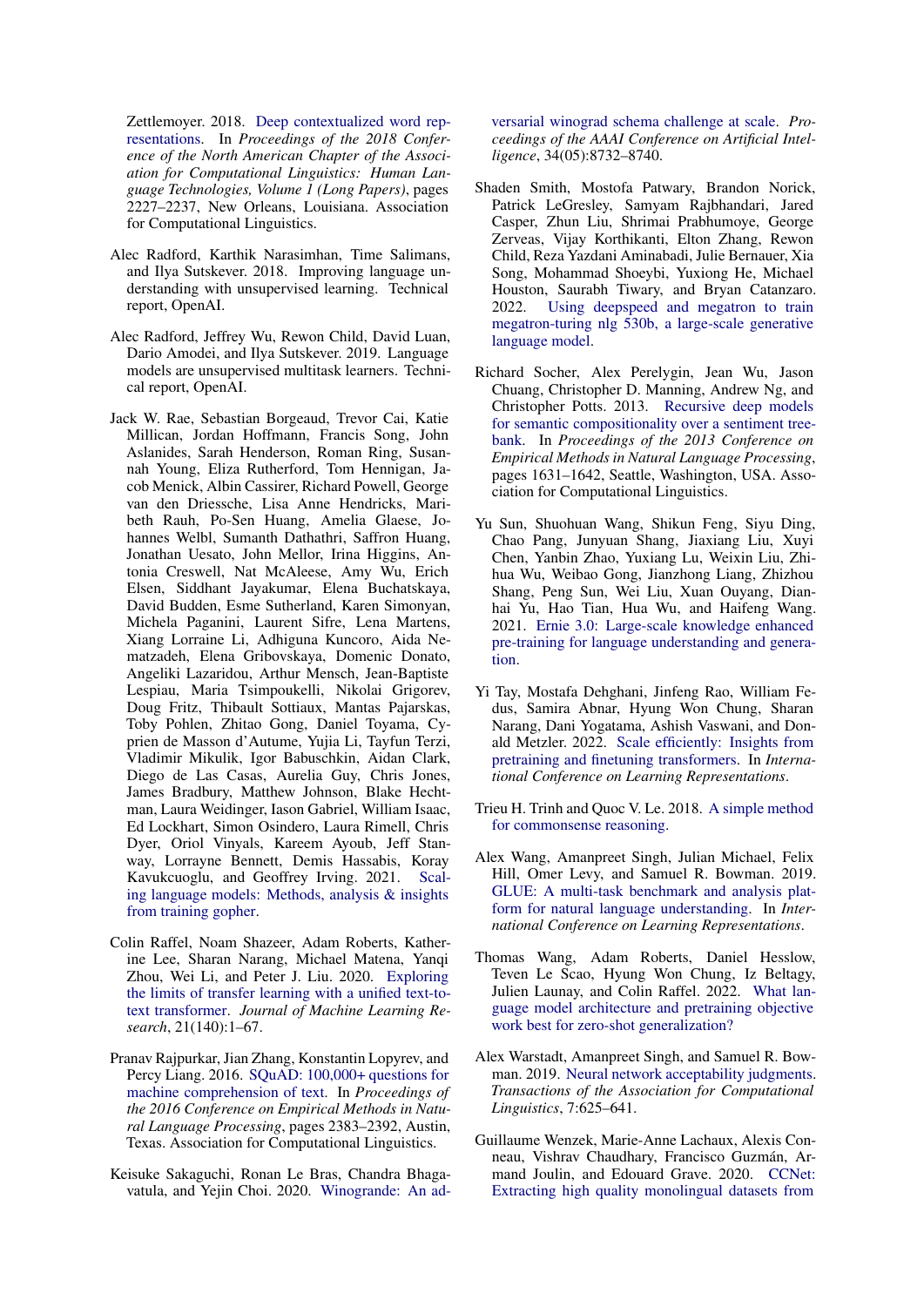Zettlemoyer. 2018. Deep contextualized word representations. In *Proceedings of the 2018 Conference of the North American Chapter of the Association for Computational Linguistics: Human Language Technologies, Volume 1 (Long Papers)*, pages 2227–2237, New Orleans, Louisiana. Association for Computational Linguistics.

Alec Radford, Karthik Narasimhan, Time Salimans, and Ilya Sutskever. 2018. Improving language understanding with unsupervised learning. Technical report, OpenAI.

Alec Radford, Jeffrey Wu, Rewon Child, David Luan, Dario Amodei, and Ilya Sutskever. 2019. Language models are unsupervised multitask learners. Technical report, OpenAI.

Jack W. Rae, Sebastian Borgeaud, Trevor Cai, Katie Millican, Jordan Hoffmann, Francis Song, John Aslanides, Sarah Henderson, Roman Ring, Susannah Young, Eliza Rutherford, Tom Hennigan, Jacob Menick, Albin Cassirer, Richard Powell, George van den Driessche, Lisa Anne Hendricks, Maribeth Rauh, Po-Sen Huang, Amelia Glaese, Johannes Welbl, Sumanth Dathathri, Saffron Huang, Jonathan Uesato, John Mellor, Irina Higgins, Antonia Creswell, Nat McAleese, Amy Wu, Erich Elsen, Siddhant Jayakumar, Elena Buchatskaya, David Budden, Esme Sutherland, Karen Simonyan, Michela Paganini, Laurent Sifre, Lena Martens, Xiang Lorraine Li, Adhiguna Kuncoro, Aida Nematzadeh, Elena Gribovskaya, Domenic Donato, Angeliki Lazaridou, Arthur Mensch, Jean-Baptiste Lespiau, Maria Tsimpoukelli, Nikolai Grigorev, Doug Fritz, Thibault Sottiaux, Mantas Pajarskas, Toby Pohlen, Zhitao Gong, Daniel Toyama, Cyprien de Masson d'Autume, Yujia Li, Tayfun Terzi, Vladimir Mikulik, Igor Babuschkin, Aidan Clark, Diego de Las Casas, Aurelia Guy, Chris Jones, James Bradbury, Matthew Johnson, Blake Hechtman, Laura Weidinger, Iason Gabriel, William Isaac, Ed Lockhart, Simon Osindero, Laura Rimell, Chris Dyer, Oriol Vinyals, Kareem Ayoub, Jeff Stanway, Lorrayne Bennett, Demis Hassabis, Koray Kavukcuoglu, and Geoffrey Irving. 2021. Scaling language models: Methods, analysis & insights from training gopher.

Colin Raffel, Noam Shazeer, Adam Roberts, Katherine Lee, Sharan Narang, Michael Matena, Yanqi Zhou, Wei Li, and Peter J. Liu. 2020. Exploring the limits of transfer learning with a unified text-to-text transformer. *Journal of Machine Learning Research*, 21(140):1–67.

Pranav Rajpurkar, Jian Zhang, Konstantin Lopyrev, and Percy Liang. 2016. SQuAD: 100,000+ questions for machine comprehension of text. In *Proceedings of the 2016 Conference on Empirical Methods in Natural Language Processing*, pages 2383–2392, Austin, Texas. Association for Computational Linguistics.

Keisuke Sakaguchi, Ronan Le Bras, Chandra Bhagavatula, and Yejin Choi. 2020. Winogrande: An adversarial winograd schema challenge at scale. *Proceedings of the AAAI Conference on Artificial Intelligence*, 34(05):8732–8740.

Shaden Smith, Mostofa Patwary, Brandon Norick, Patrick LeGresley, Samyam Rajbhandari, Jared Casper, Zhun Liu, Shrimai Prabhumoye, George Zerveas, Vijay Korthikanti, Elton Zhang, Rewon Child, Reza Yazdani Aminabadi, Julie Bernauer, Xia Song, Mohammad Shoeybi, Yuxiong He, Michael Houston, Saurabh Tiwary, and Bryan Catanzaro. 2022. Using deepspeed and megatron to train megatron-turing nlg 530b, a large-scale generative language model.

Richard Socher, Alex Perelygin, Jean Wu, Jason Chuang, Christopher D. Manning, Andrew Ng, and Christopher Potts. 2013. Recursive deep models for semantic compositionality over a sentiment treebank. In *Proceedings of the 2013 Conference on Empirical Methods in Natural Language Processing*, pages 1631–1642, Seattle, Washington, USA. Association for Computational Linguistics.

Yu Sun, Shuohuan Wang, Shikun Feng, Siyu Ding, Chao Pang, Junyuan Shang, Jiaxiang Liu, Xuyi Chen, Yanbin Zhao, Yuxiang Lu, Weixin Liu, Zhihua Wu, Weibao Gong, Jianzhong Liang, Zhizhou Shang, Peng Sun, Wei Liu, Xuan Ouyang, Dianhai Yu, Hao Tian, Hua Wu, and Haifeng Wang. 2021. Ernie 3.0: Large-scale knowledge enhanced pre-training for language understanding and generation.

Yi Tay, Mostafa Dehghani, Jinfeng Rao, William Fedus, Samira Abnar, Hyung Won Chung, Sharan Narang, Dani Yogatama, Ashish Vaswani, and Donald Metzler. 2022. Scale efficiently: Insights from pretraining and finetuning transformers. In *International Conference on Learning Representations*.

Trieu H. Trinh and Quoc V. Le. 2018. A simple method for commonsense reasoning.

Alex Wang, Amanpreet Singh, Julian Michael, Felix Hill, Omer Levy, and Samuel R. Bowman. 2019. GLUE: A multi-task benchmark and analysis platform for natural language understanding. In *International Conference on Learning Representations*.

Thomas Wang, Adam Roberts, Daniel Hesslow, Teven Le Scao, Hyung Won Chung, Iz Beltagy, Julien Launay, and Colin Raffel. 2022. What language model architecture and pretraining objective work best for zero-shot generalization?

Alex Warstadt, Amanpreet Singh, and Samuel R. Bowman. 2019. Neural network acceptability judgments. *Transactions of the Association for Computational Linguistics*, 7:625–641.

Guillaume Wenzek, Marie-Anne Lachaux, Alexis Conneau, Vishrav Chaudhary, Francisco Guzmán, Armand Joulin, and Edouard Grave. 2020. CCNet: Extracting high quality monolingual datasets from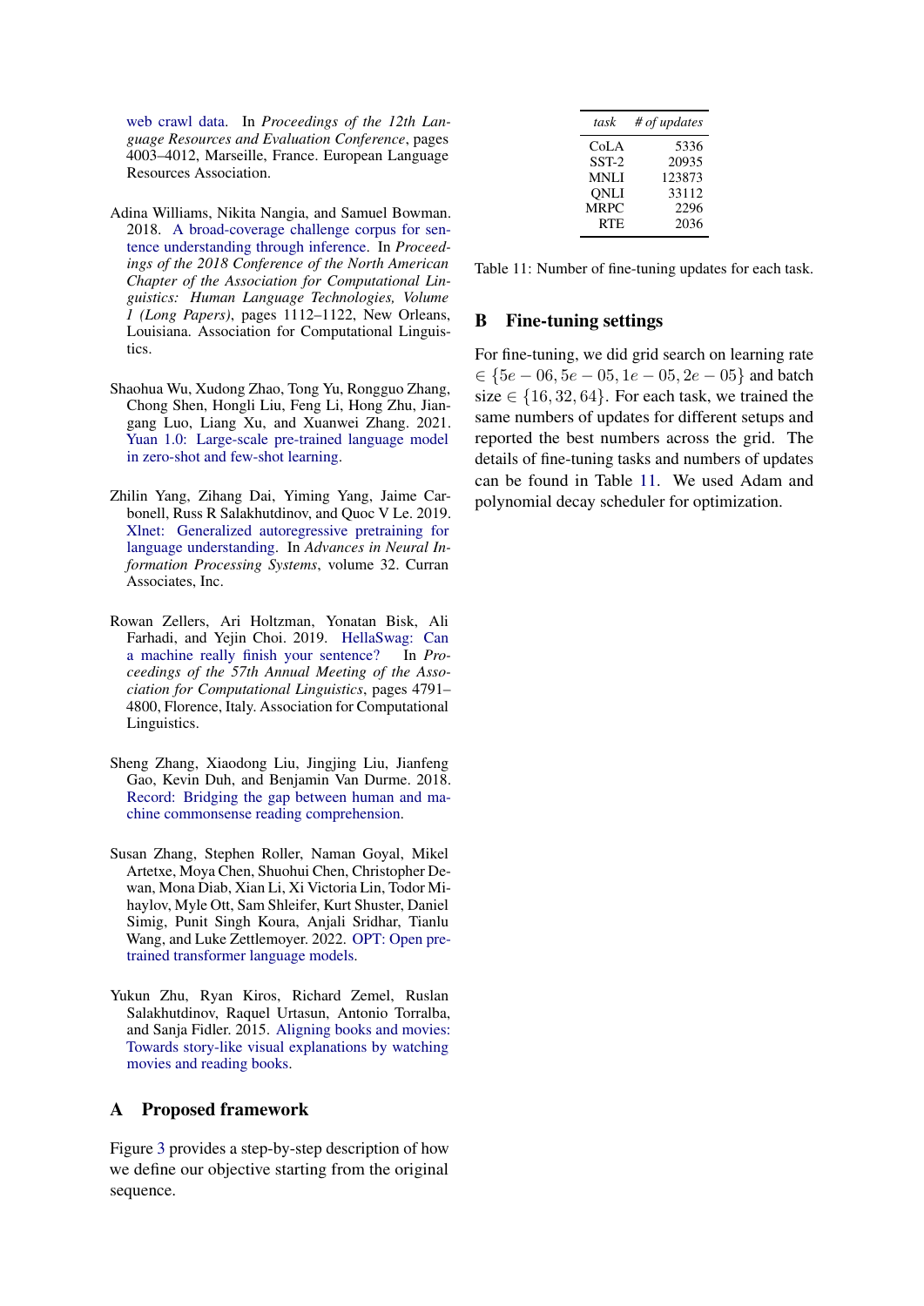web crawl data. In *Proceedings of the 12th Language Resources and Evaluation Conference*, pages 4003–4012, Marseille, France. European Language Resources Association.

Adina Williams, Nikita Nangia, and Samuel Bowman. 2018. A broad-coverage challenge corpus for sentence understanding through inference. In *Proceedings of the 2018 Conference of the North American Chapter of the Association for Computational Linguistics: Human Language Technologies, Volume 1 (Long Papers)*, pages 1112–1122, New Orleans, Louisiana. Association for Computational Linguistics.

Shaohua Wu, Xudong Zhao, Tong Yu, Rongguo Zhang, Chong Shen, Hongli Liu, Feng Li, Hong Zhu, Jiangang Luo, Liang Xu, and Xuanwei Zhang. 2021. Yuan 1.0: Large-scale pre-trained language model in zero-shot and few-shot learning.

Zhilin Yang, Zihang Dai, Yiming Yang, Jaime Carbonell, Russ R Salakhutdinov, and Quoc V Le. 2019. Xlnet: Generalized autoregressive pretraining for language understanding. In *Advances in Neural Information Processing Systems*, volume 32. Curran Associates, Inc.

Rowan Zellers, Ari Holtzman, Yonatan Bisk, Ali Farhadi, and Yejin Choi. 2019. HellaSwag: Can a machine really finish your sentence? In *Proceedings of the 57th Annual Meeting of the Association for Computational Linguistics*, pages 4791–4800, Florence, Italy. Association for Computational Linguistics.

Sheng Zhang, Xiaodong Liu, Jingjing Liu, Jianfeng Gao, Kevin Duh, and Benjamin Van Durme. 2018. Record: Bridging the gap between human and machine commonsense reading comprehension.

Susan Zhang, Stephen Roller, Naman Goyal, Mikel Artetxe, Moya Chen, Shuohui Chen, Christopher Dewan, Mona Diab, Xian Li, Xi Victoria Lin, Todor Mihaylov, Myle Ott, Sam Shleifer, Kurt Shuster, Daniel Simig, Punit Singh Koura, Anjali Sridhar, Tianlu Wang, and Luke Zettlemoyer. 2022. OPT: Open pre-trained transformer language models.

Yukun Zhu, Ryan Kiros, Richard Zemel, Ruslan Salakhutdinov, Raquel Urtasun, Antonio Torralba, and Sanja Fidler. 2015. Aligning books and movies: Towards story-like visual explanations by watching movies and reading books.

## A Proposed framework

Figure 3 provides a step-by-step description of how we define our objective starting from the original sequence.

| *task* | *# of updates* |
|---|---|
| CoLA | 5336 |
| SST-2 | 20935 |
| MNLI | 123873 |
| QNLI | 33112 |
| MRPC | 2296 |
| RTE | 2036 |

Table 11: Number of fine-tuning updates for each task.

## B Fine-tuning settings

For fine-tuning, we did grid search on learning rate $\in \{5e-06, 5e-05, 1e-05, 2e-05\}$ and batch size $\in \{16, 32, 64\}$. For each task, we trained the same numbers of updates for different setups and reported the best numbers across the grid. The details of fine-tuning tasks and numbers of updates can be found in Table 11. We used Adam and polynomial decay scheduler for optimization.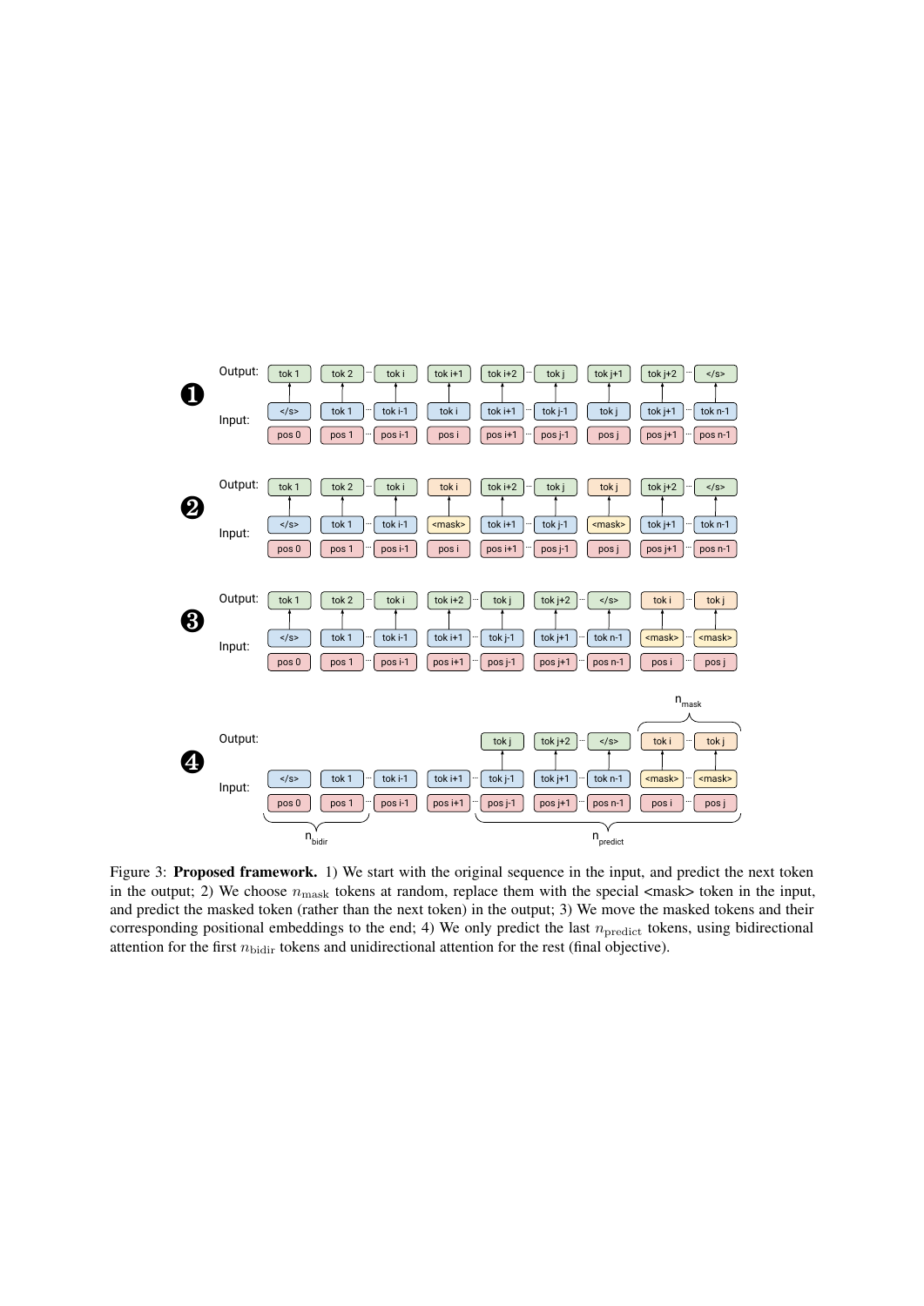Output: tok 1 tok 2 ... tok i tok i+1 tok i+2 ... tok j tok j+1 tok j+2 ... </s>

Input: </s> tok 1 ... tok i-1 tok i tok i+1 ... tok j-1 tok j tok j+1 ... tok n-1

pos 0 pos 1 ... pos i-1 pos i pos i+1 ... pos j-1 pos j pos j+1 ... pos n-1

Output: tok 1 tok 2 ... tok i tok i tok i+2 ... tok j tok j tok j+2 ... </s>

Input: </s> tok 1 ... tok i-1 <mask> tok i+1 ... tok j-1 <mask> tok j+1 ... tok n-1

pos 0 pos 1 ... pos i-1 pos i pos i+1 ... pos j-1 pos j pos j+1 ... pos n-1

Output: tok 1 tok 2 ... tok i tok i+2 ... tok j tok j+2 ... </s> tok i ... tok j

Input: </s> tok 1 ... tok i-1 tok i+1 ... tok j-1 tok j+1 ... tok n-1 <mask> ... <mask>

pos 0 pos 1 ... pos i-1 pos i+1 ... pos j-1 pos j+1 ... pos n-1 pos i ... pos j

$n_{mask}$

Output: tok j tok j+2 ... </s> tok i ... tok j

Input: </s> tok 1 ... tok i-1 tok i+1 ... tok j-1 tok j+1 ... tok n-1 <mask> ... <mask>

pos 0 pos 1 ... pos i-1 pos i+1 ... pos j-1 pos j+1 ... pos n-1 pos i ... pos j

$n_{bidir}$

$n_{predict}$

Figure 3: **Proposed framework.** 1) We start with the original sequence in the input, and predict the next token in the output; 2) We choose $n_{\text{mask}}$ tokens at random, replace them with the special <mask> token in the input, and predict the masked token (rather than the next token) in the output; 3) We move the masked tokens and their corresponding positional embeddings to the end; 4) We only predict the last $n_{\text{predict}}$ tokens, using bidirectional attention for the first $n_{\text{bidir}}$ tokens and unidirectional attention for the rest (final objective).